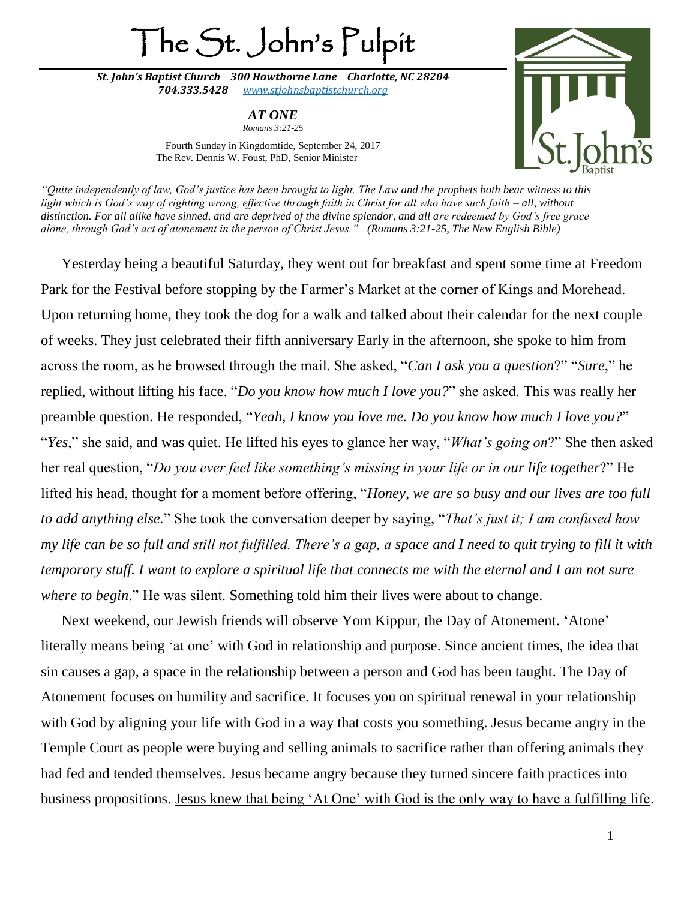# The St. John's Pulpit

***St. John's Baptist Church 300 Hawthorne Lane Charlotte, NC 28204***
***704.333.5428 [www.stjohnsbaptistchurch.org](http://www.stjohnsbaptistchurch.org)***

## *AT ONE*

*Romans 3:21-25*

Fourth Sunday in Kingdomtide, September 24, 2017
The Rev. Dennis W. Foust, PhD, Senior Minister

---

*"Quite independently of law, God's justice has been brought to light. The Law and the prophets both bear witness to this light which is God's way of righting wrong, effective through faith in Christ for all who have such faith – all, without distinction. For all alike have sinned, and are deprived of the divine splendor, and all are redeemed by God's free grace alone, through God's act of atonement in the person of Christ Jesus."* ***(Romans 3:21-25, The New English Bible)***

Yesterday being a beautiful Saturday, they went out for breakfast and spent some time at Freedom Park for the Festival before stopping by the Farmer's Market at the corner of Kings and Morehead. Upon returning home, they took the dog for a walk and talked about their calendar for the next couple of weeks. They just celebrated their fifth anniversary Early in the afternoon, she spoke to him from across the room, as he browsed through the mail. She asked, "*Can I ask you a question*?" "*Sure*," he replied, without lifting his face. "*Do you know how much I love you?*" she asked. This was really her preamble question. He responded, "*Yeah, I know you love me. Do you know how much I love you?*" "*Yes*," she said, and was quiet. He lifted his eyes to glance her way, "*What's going on*?" She then asked her real question, "*Do you ever feel like something's missing in your life or in our life together*?" He lifted his head, thought for a moment before offering, "*Honey, we are so busy and our lives are too full to add anything else.*" She took the conversation deeper by saying, "*That's just it; I am confused how my life can be so full and still not fulfilled. There's a gap, a space and I need to quit trying to fill it with temporary stuff. I want to explore a spiritual life that connects me with the eternal and I am not sure where to begin*." He was silent. Something told him their lives were about to change.

Next weekend, our Jewish friends will observe Yom Kippur, the Day of Atonement. 'Atone' literally means being 'at one' with God in relationship and purpose. Since ancient times, the idea that sin causes a gap, a space in the relationship between a person and God has been taught. The Day of Atonement focuses on humility and sacrifice. It focuses you on spiritual renewal in your relationship with God by aligning your life with God in a way that costs you something. Jesus became angry in the Temple Court as people were buying and selling animals to sacrifice rather than offering animals they had fed and tended themselves. Jesus became angry because they turned sincere faith practices into business propositions. <u>Jesus knew that being 'At One' with God is the only way to have a fulfilling life</u>.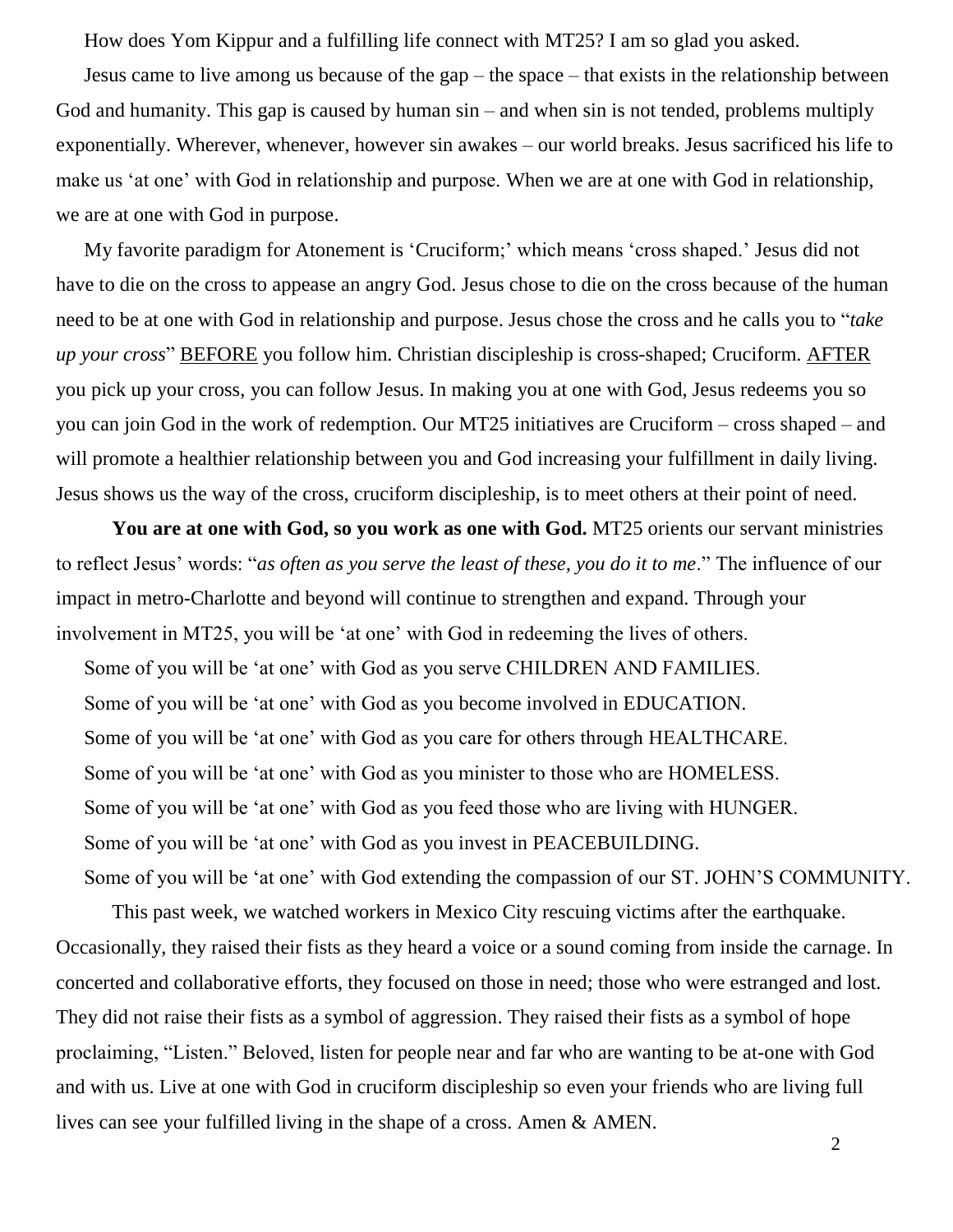How does Yom Kippur and a fulfilling life connect with MT25? I am so glad you asked.

Jesus came to live among us because of the gap – the space – that exists in the relationship between God and humanity. This gap is caused by human sin – and when sin is not tended, problems multiply exponentially. Wherever, whenever, however sin awakes – our world breaks. Jesus sacrificed his life to make us 'at one' with God in relationship and purpose. When we are at one with God in relationship, we are at one with God in purpose.

My favorite paradigm for Atonement is 'Cruciform;' which means 'cross shaped.' Jesus did not have to die on the cross to appease an angry God. Jesus chose to die on the cross because of the human need to be at one with God in relationship and purpose. Jesus chose the cross and he calls you to "*take up your cross*" <u>BEFORE</u> you follow him. Christian discipleship is cross-shaped; Cruciform. <u>AFTER</u> you pick up your cross, you can follow Jesus. In making you at one with God, Jesus redeems you so you can join God in the work of redemption. Our MT25 initiatives are Cruciform – cross shaped – and will promote a healthier relationship between you and God increasing your fulfillment in daily living. Jesus shows us the way of the cross, cruciform discipleship, is to meet others at their point of need.

**You are at one with God, so you work as one with God.** MT25 orients our servant ministries to reflect Jesus' words: "*as often as you serve the least of these, you do it to me*." The influence of our impact in metro-Charlotte and beyond will continue to strengthen and expand. Through your involvement in MT25, you will be 'at one' with God in redeeming the lives of others.

Some of you will be 'at one' with God as you serve CHILDREN AND FAMILIES.
Some of you will be 'at one' with God as you become involved in EDUCATION.
Some of you will be 'at one' with God as you care for others through HEALTHCARE.
Some of you will be 'at one' with God as you minister to those who are HOMELESS.
Some of you will be 'at one' with God as you feed those who are living with HUNGER.
Some of you will be 'at one' with God as you invest in PEACEBUILDING.
Some of you will be 'at one' with God extending the compassion of our ST. JOHN'S COMMUNITY.

This past week, we watched workers in Mexico City rescuing victims after the earthquake. Occasionally, they raised their fists as they heard a voice or a sound coming from inside the carnage. In concerted and collaborative efforts, they focused on those in need; those who were estranged and lost. They did not raise their fists as a symbol of aggression. They raised their fists as a symbol of hope proclaiming, "Listen." Beloved, listen for people near and far who are wanting to be at-one with God and with us. Live at one with God in cruciform discipleship so even your friends who are living full lives can see your fulfilled living in the shape of a cross. Amen & AMEN.